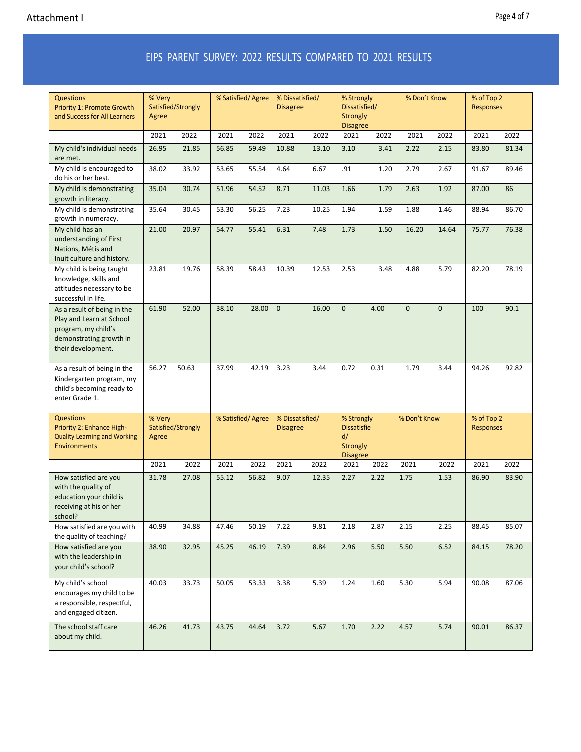Attachment I

# EIPS PARENT SURVEY: 2022 RESULTS COMPARED TO 2021 RESULTS

| Questions<br>Priority 1: Promote Growth and Success for All Learners | % Very Satisfied/Strongly Agree | | % Satisfied/ Agree | | % Dissatisfied/ Disagree | | % Strongly Dissatisfied/ Strongly Disagree | | % Don't Know | | % of Top 2 Responses | |
|---|---|---|---|---|---|---|---|---|---|---|---|---|
| | 2021 | 2022 | 2021 | 2022 | 2021 | 2022 | 2021 | 2022 | 2021 | 2022 | 2021 | 2022 |
| My child's individual needs are met. | 26.95 | 21.85 | 56.85 | 59.49 | 10.88 | 13.10 | 3.10 | 3.41 | 2.22 | 2.15 | 83.80 | 81.34 |
| My child is encouraged to do his or her best. | 38.02 | 33.92 | 53.65 | 55.54 | 4.64 | 6.67 | .91 | 1.20 | 2.79 | 2.67 | 91.67 | 89.46 |
| My child is demonstrating growth in literacy. | 35.04 | 30.74 | 51.96 | 54.52 | 8.71 | 11.03 | 1.66 | 1.79 | 2.63 | 1.92 | 87.00 | 86 |
| My child is demonstrating growth in numeracy. | 35.64 | 30.45 | 53.30 | 56.25 | 7.23 | 10.25 | 1.94 | 1.59 | 1.88 | 1.46 | 88.94 | 86.70 |
| My child has an understanding of First Nations, Métis and Inuit culture and history. | 21.00 | 20.97 | 54.77 | 55.41 | 6.31 | 7.48 | 1.73 | 1.50 | 16.20 | 14.64 | 75.77 | 76.38 |
| My child is being taught knowledge, skills and attitudes necessary to be successful in life. | 23.81 | 19.76 | 58.39 | 58.43 | 10.39 | 12.53 | 2.53 | 3.48 | 4.88 | 5.79 | 82.20 | 78.19 |
| As a result of being in the Play and Learn at School program, my child's demonstrating growth in their development. | 61.90 | 52.00 | 38.10 | 28.00 | 0 | 16.00 | 0 | 4.00 | 0 | 0 | 100 | 90.1 |
| As a result of being in the Kindergarten program, my child's becoming ready to enter Grade 1. | 56.27 | 50.63 | 37.99 | 42.19 | 3.23 | 3.44 | 0.72 | 0.31 | 1.79 | 3.44 | 94.26 | 92.82 |
| **Questions<br>Priority 2: Enhance High-Quality Learning and Working Environments** | **% Very Satisfied/Strongly Agree** | | **% Satisfied/ Agree** | | **% Dissatisfied/ Disagree** | | **% Strongly Dissatisfied/ Strongly Disagree** | | **% Don't Know** | | **% of Top 2 Responses** | |
| | 2021 | 2022 | 2021 | 2022 | 2021 | 2022 | 2021 | 2022 | 2021 | 2022 | 2021 | 2022 |
| How satisfied are you with the quality of education your child is receiving at his or her school? | 31.78 | 27.08 | 55.12 | 56.82 | 9.07 | 12.35 | 2.27 | 2.22 | 1.75 | 1.53 | 86.90 | 83.90 |
| How satisfied are you with the quality of teaching? | 40.99 | 34.88 | 47.46 | 50.19 | 7.22 | 9.81 | 2.18 | 2.87 | 2.15 | 2.25 | 88.45 | 85.07 |
| How satisfied are you with the leadership in your child's school? | 38.90 | 32.95 | 45.25 | 46.19 | 7.39 | 8.84 | 2.96 | 5.50 | 5.50 | 6.52 | 84.15 | 78.20 |
| My child's school encourages my child to be a responsible, respectful, and engaged citizen. | 40.03 | 33.73 | 50.05 | 53.33 | 3.38 | 5.39 | 1.24 | 1.60 | 5.30 | 5.94 | 90.08 | 87.06 |
| The school staff care about my child. | 46.26 | 41.73 | 43.75 | 44.64 | 3.72 | 5.67 | 1.70 | 2.22 | 4.57 | 5.74 | 90.01 | 86.37 |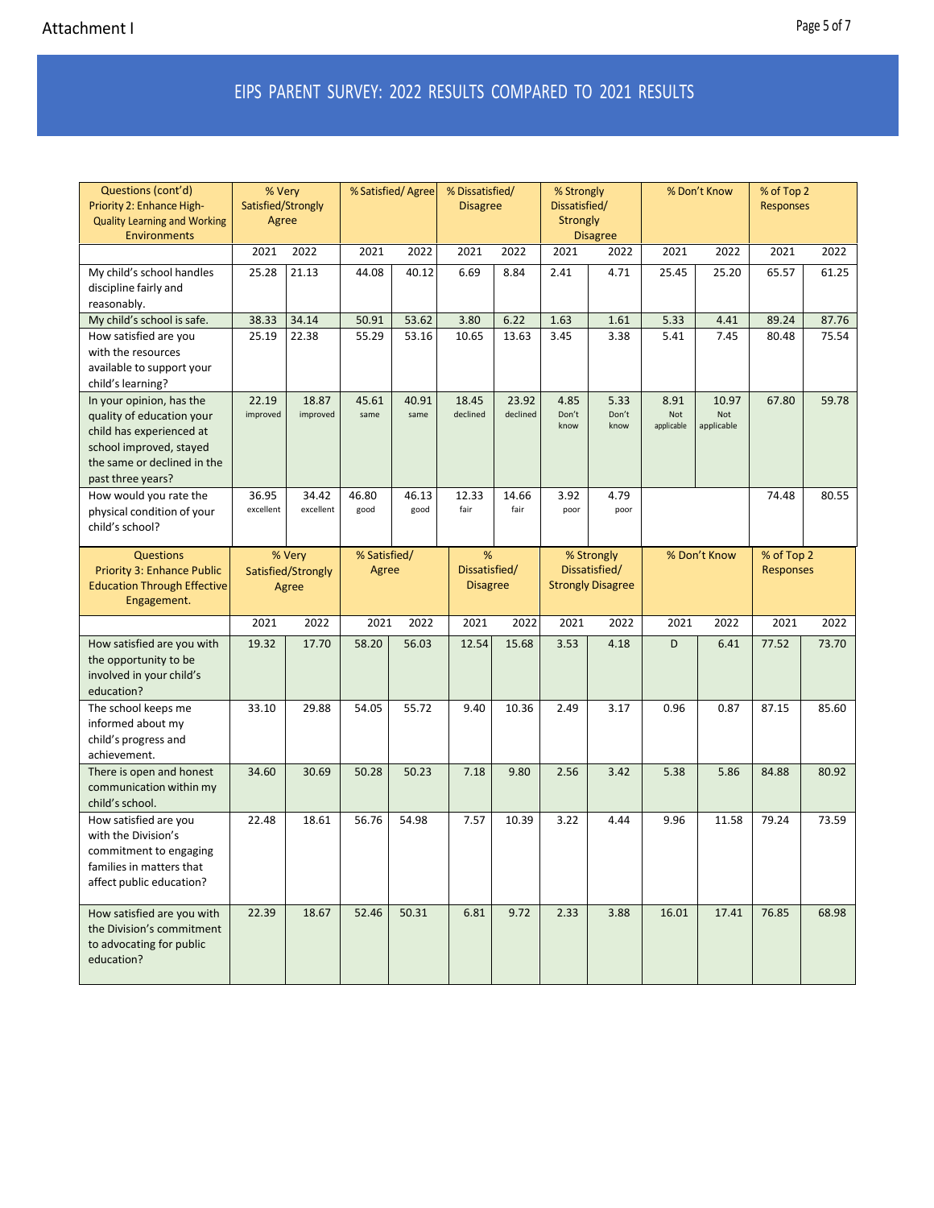Attachment I

# EIPS PARENT SURVEY: 2022 RESULTS COMPARED TO 2021 RESULTS

| Questions (cont'd) Priority 2: Enhance High-Quality Learning and Working Environments | % Very Satisfied/Strongly Agree | | % Satisfied/ Agree | | % Dissatisfied/ Disagree | | % Strongly Dissatisfied/ Strongly Disagree | | % Don't Know | | % of Top 2 Responses | |
|---|---|---|---|---|---|---|---|---|---|---|---|---|
| | 2021 | 2022 | 2021 | 2022 | 2021 | 2022 | 2021 | 2022 | 2021 | 2022 | 2021 | 2022 |
| My child's school handles discipline fairly and reasonably. | 25.28 | 21.13 | 44.08 | 40.12 | 6.69 | 8.84 | 2.41 | 4.71 | 25.45 | 25.20 | 65.57 | 61.25 |
| My child's school is safe. | 38.33 | 34.14 | 50.91 | 53.62 | 3.80 | 6.22 | 1.63 | 1.61 | 5.33 | 4.41 | 89.24 | 87.76 |
| How satisfied are you with the resources available to support your child's learning? | 25.19 | 22.38 | 55.29 | 53.16 | 10.65 | 13.63 | 3.45 | 3.38 | 5.41 | 7.45 | 80.48 | 75.54 |
| In your opinion, has the quality of education your child has experienced at school improved, stayed the same or declined in the past three years? | 22.19 improved | 18.87 improved | 45.61 same | 40.91 same | 18.45 declined | 23.92 declined | 4.85 Don't know | 5.33 Don't know | 8.91 Not applicable | 10.97 Not applicable | 67.80 | 59.78 |
| How would you rate the physical condition of your child's school? | 36.95 excellent | 34.42 excellent | 46.80 good | 46.13 good | 12.33 fair | 14.66 fair | 3.92 poor | 4.79 poor | | | 74.48 | 80.55 |

| Questions Priority 3: Enhance Public Education Through Effective Engagement. | % Very Satisfied/Strongly Agree | | % Satisfied/ Agree | | % Dissatisfied/ Disagree | | % Strongly Dissatisfied/ Strongly Disagree | | % Don't Know | | % of Top 2 Responses | |
|---|---|---|---|---|---|---|---|---|---|---|---|---|
| | 2021 | 2022 | 2021 | 2022 | 2021 | 2022 | 2021 | 2022 | 2021 | 2022 | 2021 | 2022 |
| How satisfied are you with the opportunity to be involved in your child's education? | 19.32 | 17.70 | 58.20 | 56.03 | 12.54 | 15.68 | 3.53 | 4.18 | D | 6.41 | 77.52 | 73.70 |
| The school keeps me informed about my child's progress and achievement. | 33.10 | 29.88 | 54.05 | 55.72 | 9.40 | 10.36 | 2.49 | 3.17 | 0.96 | 0.87 | 87.15 | 85.60 |
| There is open and honest communication within my child's school. | 34.60 | 30.69 | 50.28 | 50.23 | 7.18 | 9.80 | 2.56 | 3.42 | 5.38 | 5.86 | 84.88 | 80.92 |
| How satisfied are you with the Division's commitment to engaging families in matters that affect public education? | 22.48 | 18.61 | 56.76 | 54.98 | 7.57 | 10.39 | 3.22 | 4.44 | 9.96 | 11.58 | 79.24 | 73.59 |
| How satisfied are you with the Division's commitment to advocating for public education? | 22.39 | 18.67 | 52.46 | 50.31 | 6.81 | 9.72 | 2.33 | 3.88 | 16.01 | 17.41 | 76.85 | 68.98 |